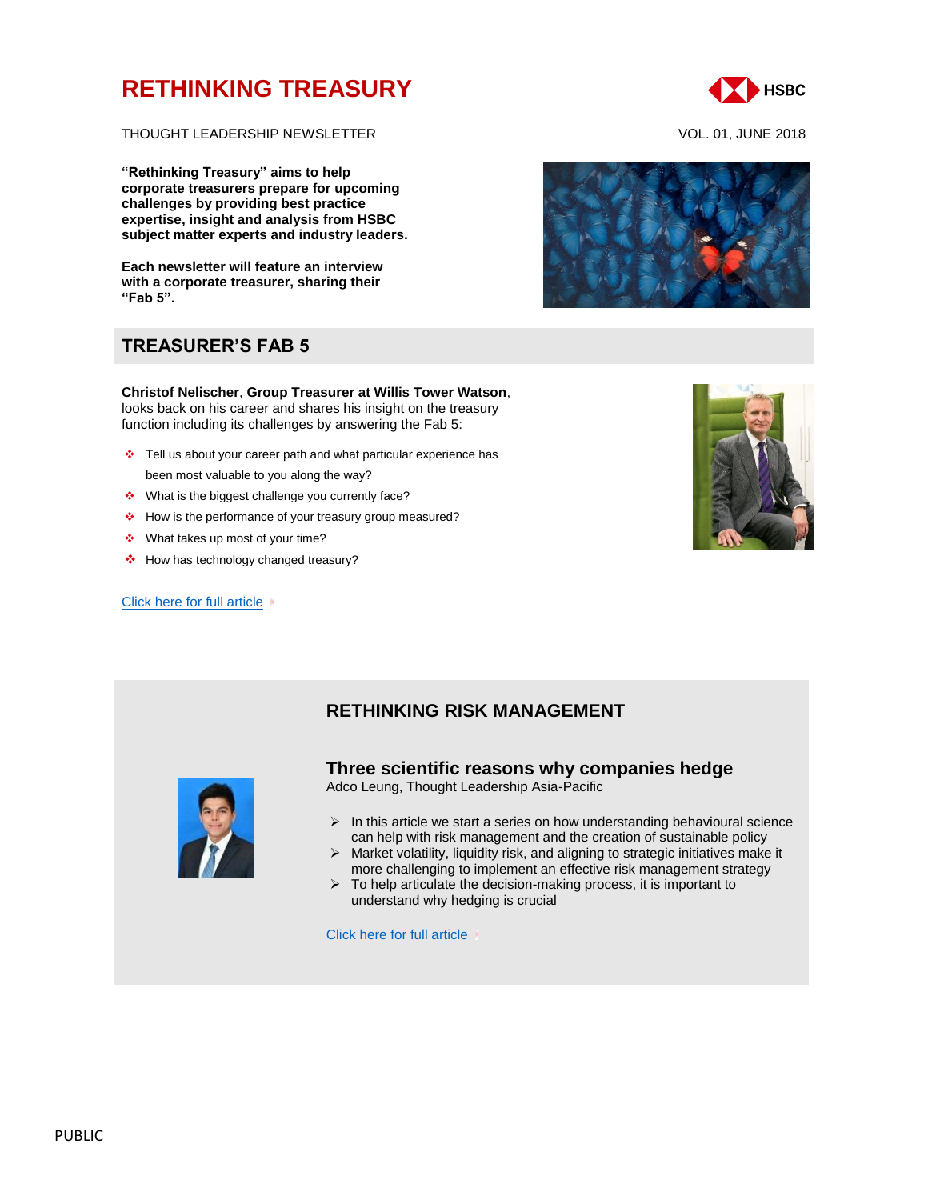# RETHINKING TREASURY

THOUGHT LEADERSHIP NEWSLETTER

VOL. 01, JUNE 2018

**"Rethinking Treasury" aims to help corporate treasurers prepare for upcoming challenges by providing best practice expertise, insight and analysis from HSBC subject matter experts and industry leaders.**

**Each newsletter will feature an interview with a corporate treasurer, sharing their "Fab 5".**

## TREASURER'S FAB 5

**Christof Nelischer**, **Group Treasurer at Willis Tower Watson**, looks back on his career and shares his insight on the treasury function including its challenges by answering the Fab 5:

- Tell us about your career path and what particular experience has been most valuable to you along the way?
- What is the biggest challenge you currently face?
- How is the performance of your treasury group measured?
- What takes up most of your time?
- How has technology changed treasury?

Click here for full article

## RETHINKING RISK MANAGEMENT

### Three scientific reasons why companies hedge

Adco Leung, Thought Leadership Asia-Pacific

- In this article we start a series on how understanding behavioural science can help with risk management and the creation of sustainable policy
- Market volatility, liquidity risk, and aligning to strategic initiatives make it more challenging to implement an effective risk management strategy
- To help articulate the decision-making process, it is important to understand why hedging is crucial

Click here for full article

PUBLIC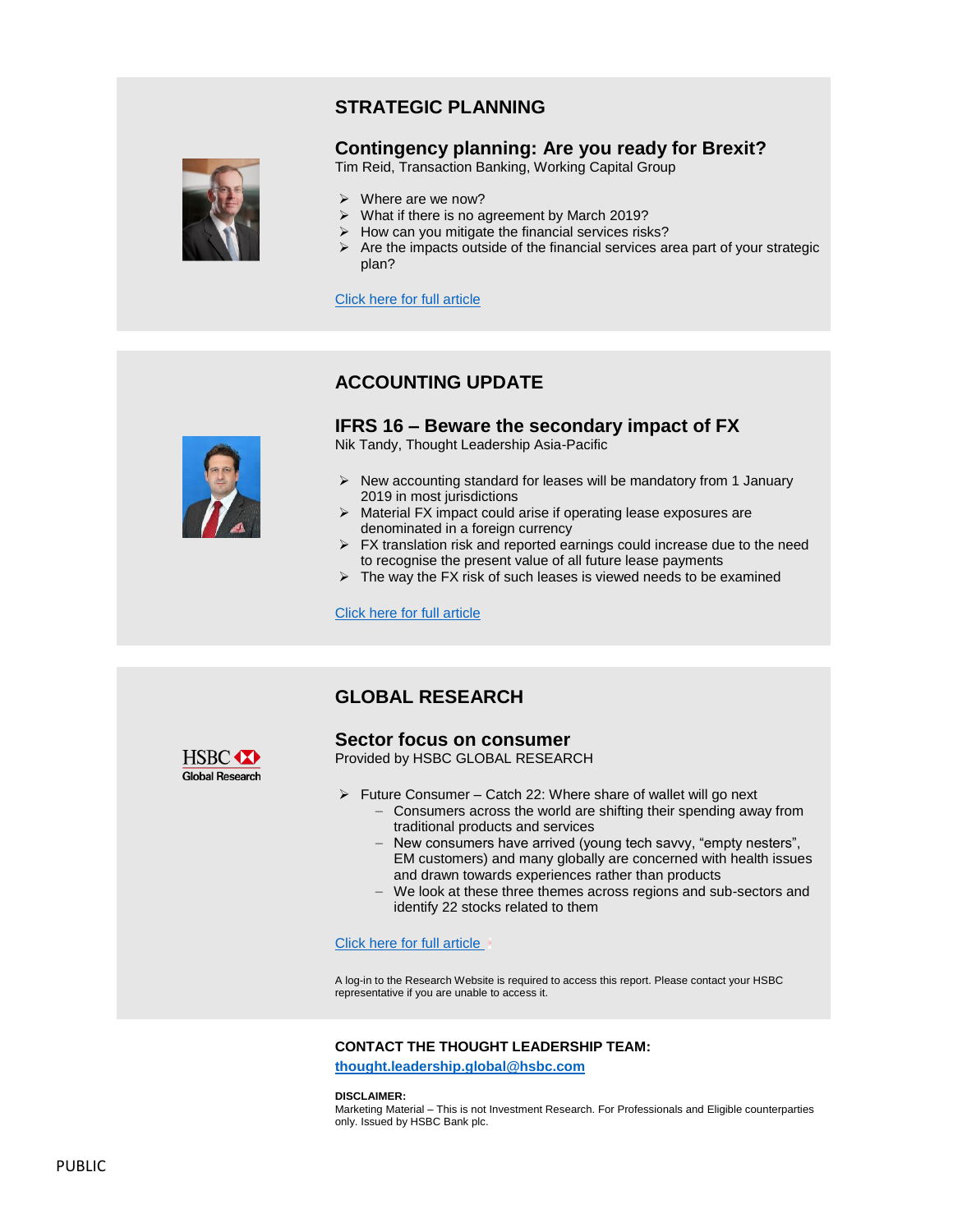## STRATEGIC PLANNING

### Contingency planning: Are you ready for Brexit?

Tim Reid, Transaction Banking, Working Capital Group

- Where are we now?
- What if there is no agreement by March 2019?
- How can you mitigate the financial services risks?
- Are the impacts outside of the financial services area part of your strategic plan?

Click here for full article

## ACCOUNTING UPDATE

### IFRS 16 – Beware the secondary impact of FX

Nik Tandy, Thought Leadership Asia-Pacific

- New accounting standard for leases will be mandatory from 1 January 2019 in most jurisdictions
- Material FX impact could arise if operating lease exposures are denominated in a foreign currency
- FX translation risk and reported earnings could increase due to the need to recognise the present value of all future lease payments
- The way the FX risk of such leases is viewed needs to be examined

Click here for full article

## GLOBAL RESEARCH

HSBC Global Research

### Sector focus on consumer

Provided by HSBC GLOBAL RESEARCH

- Future Consumer – Catch 22: Where share of wallet will go next
  - Consumers across the world are shifting their spending away from traditional products and services
  - New consumers have arrived (young tech savvy, "empty nesters", EM customers) and many globally are concerned with health issues and drawn towards experiences rather than products
  - We look at these three themes across regions and sub-sectors and identify 22 stocks related to them

Click here for full article

A log-in to the Research Website is required to access this report. Please contact your HSBC representative if you are unable to access it.

**CONTACT THE THOUGHT LEADERSHIP TEAM:**

**thought.leadership.global@hsbc.com**

**DISCLAIMER:**

Marketing Material – This is not Investment Research. For Professionals and Eligible counterparties only. Issued by HSBC Bank plc.

PUBLIC